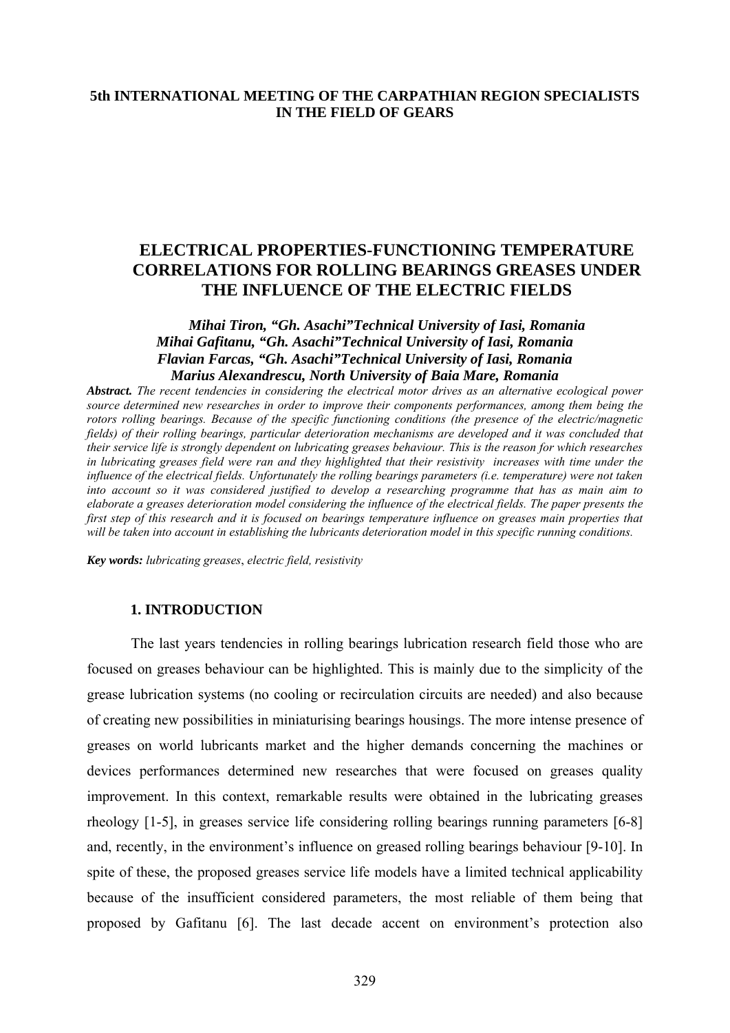**5th INTERNATIONAL MEETING OF THE CARPATHIAN REGION SPECIALISTS IN THE FIELD OF GEARS**

# ELECTRICAL PROPERTIES-FUNCTIONING TEMPERATURE CORRELATIONS FOR ROLLING BEARINGS GREASES UNDER THE INFLUENCE OF THE ELECTRIC FIELDS

***Mihai Tiron, "Gh. Asachi"Technical University of Iasi, Romania***
***Mihai Gafitanu, "Gh. Asachi"Technical University of Iasi, Romania***
***Flavian Farcas, "Gh. Asachi"Technical University of Iasi, Romania***
***Marius Alexandrescu, North University of Baia Mare, Romania***

***Abstract.*** *The recent tendencies in considering the electrical motor drives as an alternative ecological power source determined new researches in order to improve their components performances, among them being the rotors rolling bearings. Because of the specific functioning conditions (the presence of the electric/magnetic fields) of their rolling bearings, particular deterioration mechanisms are developed and it was concluded that their service life is strongly dependent on lubricating greases behaviour. This is the reason for which researches in lubricating greases field were ran and they highlighted that their resistivity increases with time under the influence of the electrical fields. Unfortunately the rolling bearings parameters (i.e. temperature) were not taken into account so it was considered justified to develop a researching programme that has as main aim to elaborate a greases deterioration model considering the influence of the electrical fields. The paper presents the first step of this research and it is focused on bearings temperature influence on greases main properties that will be taken into account in establishing the lubricants deterioration model in this specific running conditions.*

***Key words:*** *lubricating greases*, *electric field, resistivity*

## 1. INTRODUCTION

The last years tendencies in rolling bearings lubrication research field those who are focused on greases behaviour can be highlighted. This is mainly due to the simplicity of the grease lubrication systems (no cooling or recirculation circuits are needed) and also because of creating new possibilities in miniaturising bearings housings. The more intense presence of greases on world lubricants market and the higher demands concerning the machines or devices performances determined new researches that were focused on greases quality improvement. In this context, remarkable results were obtained in the lubricating greases rheology [1-5], in greases service life considering rolling bearings running parameters [6-8] and, recently, in the environment's influence on greased rolling bearings behaviour [9-10]. In spite of these, the proposed greases service life models have a limited technical applicability because of the insufficient considered parameters, the most reliable of them being that proposed by Gafitanu [6]. The last decade accent on environment's protection also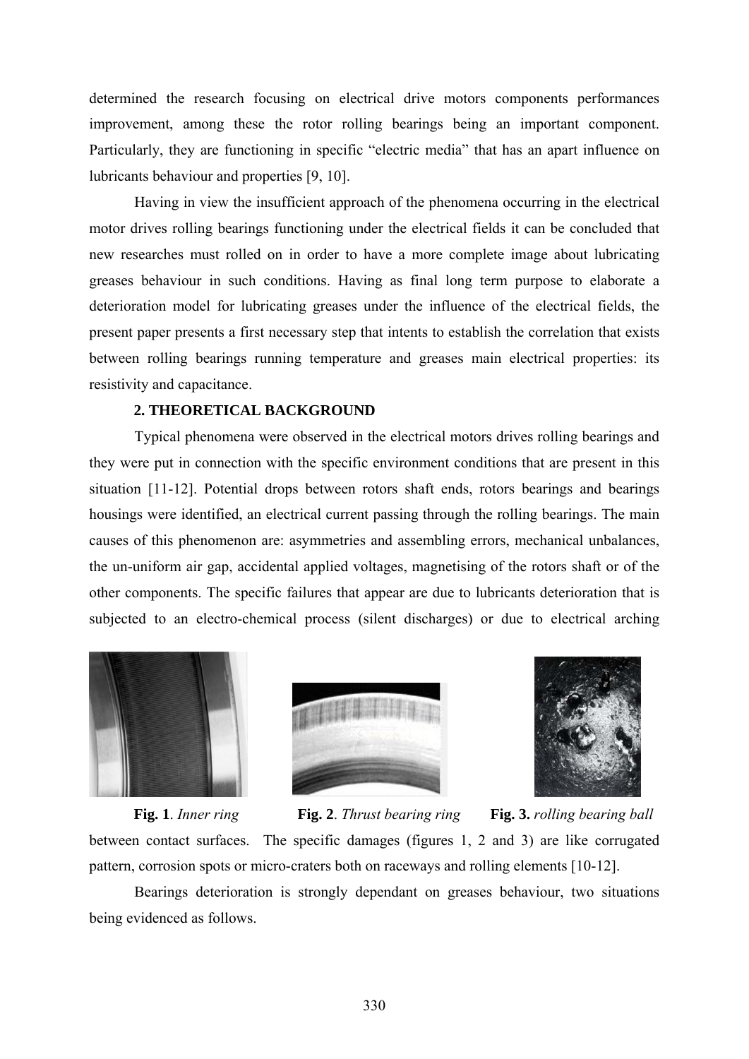determined the research focusing on electrical drive motors components performances improvement, among these the rotor rolling bearings being an important component. Particularly, they are functioning in specific "electric media" that has an apart influence on lubricants behaviour and properties [9, 10].

Having in view the insufficient approach of the phenomena occurring in the electrical motor drives rolling bearings functioning under the electrical fields it can be concluded that new researches must rolled on in order to have a more complete image about lubricating greases behaviour in such conditions. Having as final long term purpose to elaborate a deterioration model for lubricating greases under the influence of the electrical fields, the present paper presents a first necessary step that intents to establish the correlation that exists between rolling bearings running temperature and greases main electrical properties: its resistivity and capacitance.

## 2. THEORETICAL BACKGROUND

Typical phenomena were observed in the electrical motors drives rolling bearings and they were put in connection with the specific environment conditions that are present in this situation [11-12]. Potential drops between rotors shaft ends, rotors bearings and bearings housings were identified, an electrical current passing through the rolling bearings. The main causes of this phenomenon are: asymmetries and assembling errors, mechanical unbalances, the un-uniform air gap, accidental applied voltages, magnetising of the rotors shaft or of the other components. The specific failures that appear are due to lubricants deterioration that is subjected to an electro-chemical process (silent discharges) or due to electrical arching between contact surfaces. The specific damages (figures 1, 2 and 3) are like corrugated pattern, corrosion spots or micro-craters both on raceways and rolling elements [10-12].

**Fig. 1**. *Inner ring* **Fig. 2**. *Thrust bearing ring* **Fig. 3.** *rolling bearing ball*

Bearings deterioration is strongly dependant on greases behaviour, two situations being evidenced as follows.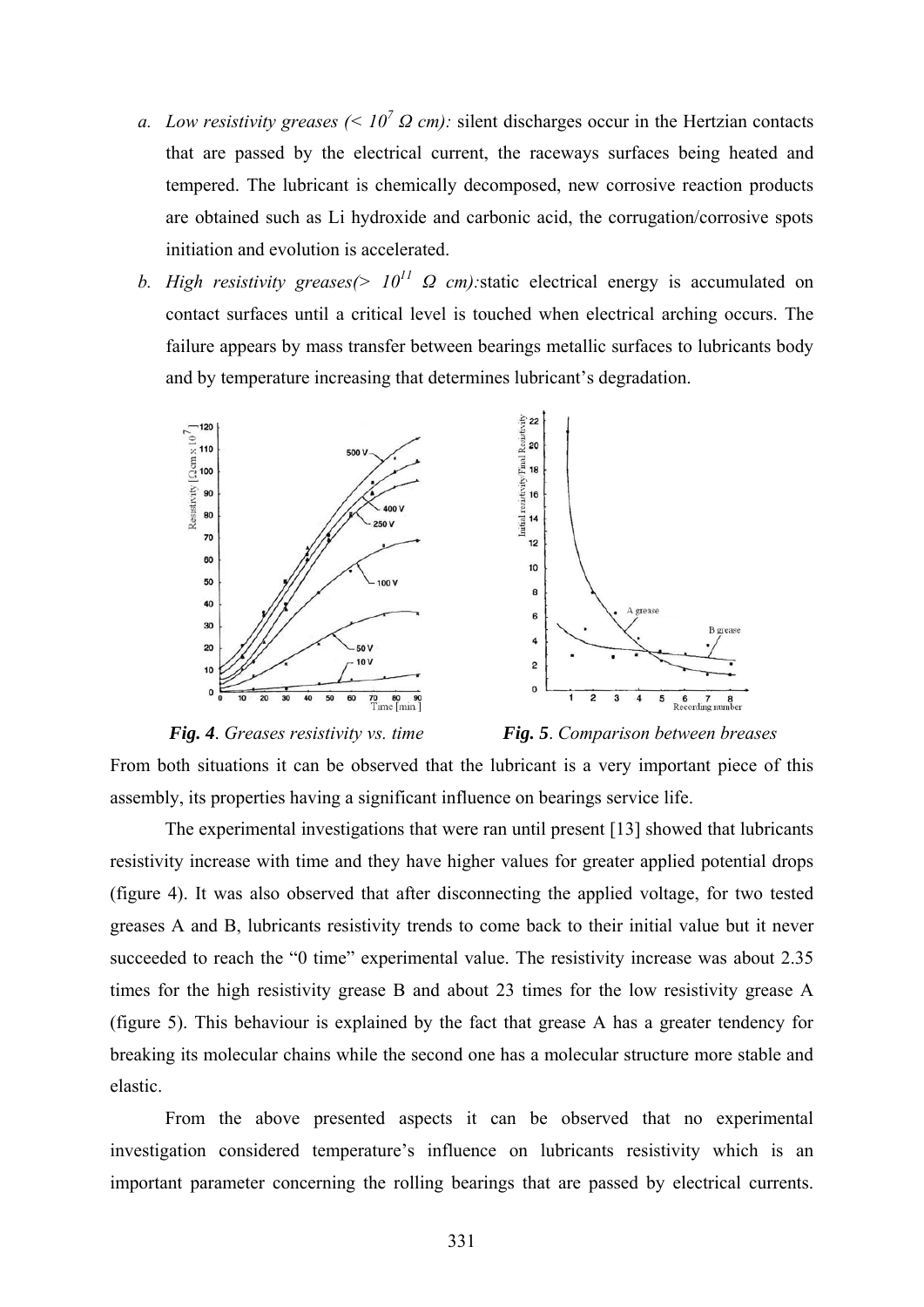a. *Low resistivity greases (< $10^7$ Ω cm):* silent discharges occur in the Hertzian contacts that are passed by the electrical current, the raceways surfaces being heated and tempered. The lubricant is chemically decomposed, new corrosive reaction products are obtained such as Li hydroxide and carbonic acid, the corrugation/corrosive spots initiation and evolution is accelerated.

b. *High resistivity greases(> $10^{11}$ Ω cm):*static electrical energy is accumulated on contact surfaces until a critical level is touched when electrical arching occurs. The failure appears by mass transfer between bearings metallic surfaces to lubricants body and by temperature increasing that determines lubricant's degradation.

***Fig. 4***. *Greases resistivity vs. time* ***Fig. 5***. *Comparison between breases*

From both situations it can be observed that the lubricant is a very important piece of this assembly, its properties having a significant influence on bearings service life.

The experimental investigations that were ran until present [13] showed that lubricants resistivity increase with time and they have higher values for greater applied potential drops (figure 4). It was also observed that after disconnecting the applied voltage, for two tested greases A and B, lubricants resistivity trends to come back to their initial value but it never succeeded to reach the "0 time" experimental value. The resistivity increase was about 2.35 times for the high resistivity grease B and about 23 times for the low resistivity grease A (figure 5). This behaviour is explained by the fact that grease A has a greater tendency for breaking its molecular chains while the second one has a molecular structure more stable and elastic.

From the above presented aspects it can be observed that no experimental investigation considered temperature's influence on lubricants resistivity which is an important parameter concerning the rolling bearings that are passed by electrical currents.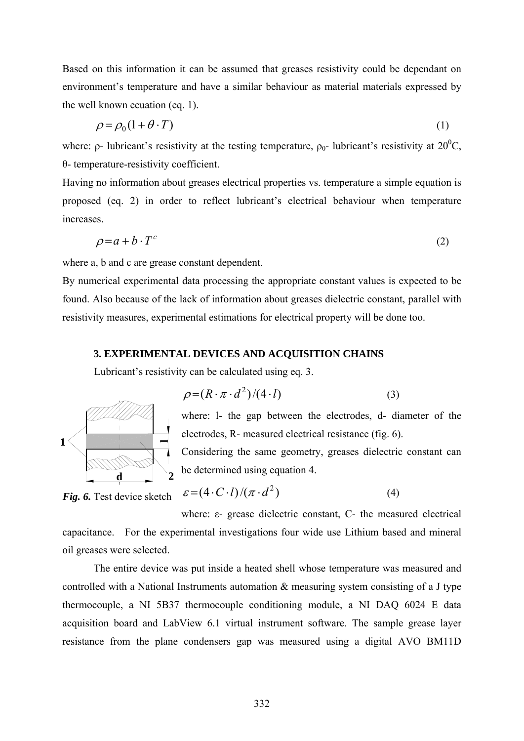Based on this information it can be assumed that greases resistivity could be dependant on environment's temperature and have a similar behaviour as material materials expressed by the well known ecuation (eq. 1).

$$\rho = \rho_0 (1 + \theta \cdot T) \tag{1}$$

where: ρ- lubricant's resistivity at the testing temperature, $\rho_0$- lubricant's resistivity at $20^0$C, θ- temperature-resistivity coefficient.

Having no information about greases electrical properties vs. temperature a simple equation is proposed (eq. 2) in order to reflect lubricant's electrical behaviour when temperature increases.

$$\rho = a + b \cdot T^c \tag{2}$$

where a, b and c are grease constant dependent.

By numerical experimental data processing the appropriate constant values is expected to be found. Also because of the lack of information about greases dielectric constant, parallel with resistivity measures, experimental estimations for electrical property will be done too.

### 3. EXPERIMENTAL DEVICES AND ACQUISITION CHAINS

Lubricant's resistivity can be calculated using eq. 3.

$$\rho = (R \cdot \pi \cdot d^2)/(4 \cdot l) \tag{3}$$

where: l- the gap between the electrodes, d- diameter of the electrodes, R- measured electrical resistance (fig. 6).

Considering the same geometry, greases dielectric constant can be determined using equation 4.

***Fig. 6.*** Test device sketch

$$\varepsilon = (4 \cdot C \cdot l)/(\pi \cdot d^2) \tag{4}$$

where: ε- grease dielectric constant, C- the measured electrical capacitance. For the experimental investigations four wide use Lithium based and mineral oil greases were selected.

The entire device was put inside a heated shell whose temperature was measured and controlled with a National Instruments automation & measuring system consisting of a J type thermocouple, a NI 5B37 thermocouple conditioning module, a NI DAQ 6024 E data acquisition board and LabView 6.1 virtual instrument software. The sample grease layer resistance from the plane condensers gap was measured using a digital AVO BM11D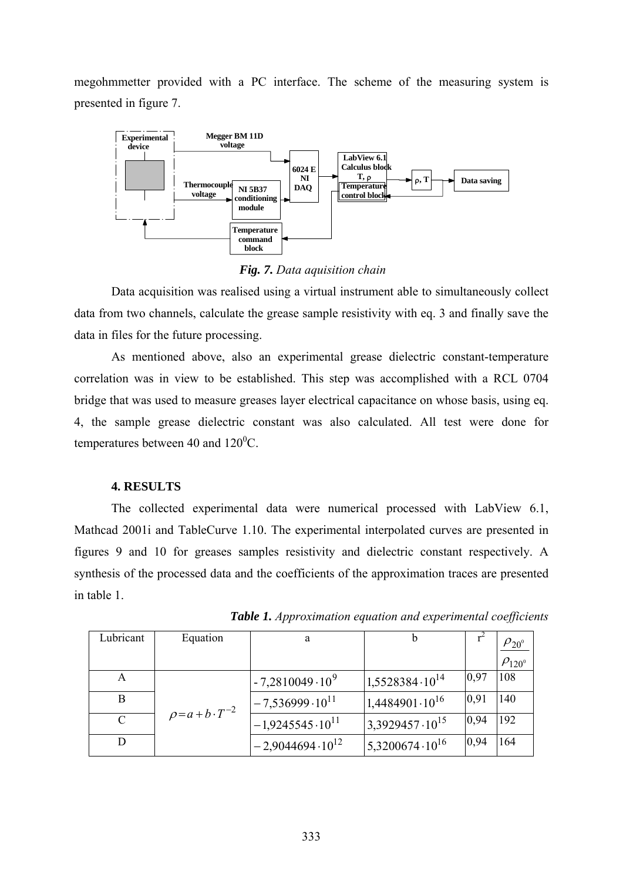megohmmetter provided with a PC interface. The scheme of the measuring system is presented in figure 7.

***Fig. 7.*** *Data aquisition chain*

Data acquisition was realised using a virtual instrument able to simultaneously collect data from two channels, calculate the grease sample resistivity with eq. 3 and finally save the data in files for the future processing.

As mentioned above, also an experimental grease dielectric constant-temperature correlation was in view to be established. This step was accomplished with a RCL 0704 bridge that was used to measure greases layer electrical capacitance on whose basis, using eq. 4, the sample grease dielectric constant was also calculated. All test were done for temperatures between 40 and 120$^0$C.

### 4. RESULTS

The collected experimental data were numerical processed with LabView 6.1, Mathcad 2001i and TableCurve 1.10. The experimental interpolated curves are presented in figures 9 and 10 for greases samples resistivity and dielectric constant respectively. A synthesis of the processed data and the coefficients of the approximation traces are presented in table 1.

***Table 1.*** *Approximation equation and experimental coefficients*

| Lubricant | Equation | a | b | $r^2$ | $\frac{\rho_{20^0}}{\rho_{120^0}}$ |
|---|---|---|---|---|---|
| A | $\rho = a + b \cdot T^{-2}$ | $-7{,}2810049 \cdot 10^9$ | $1{,}5528384 \cdot 10^{14}$ | 0,97 | 108 |
| B | | $-7{,}536999 \cdot 10^{11}$ | $1{,}4484901 \cdot 10^{16}$ | 0,91 | 140 |
| C | | $-1{,}9245545 \cdot 10^{11}$ | $3{,}3929457 \cdot 10^{15}$ | 0,94 | 192 |
| D | | $-2{,}9044694 \cdot 10^{12}$ | $5{,}3200674 \cdot 10^{16}$ | 0,94 | 164 |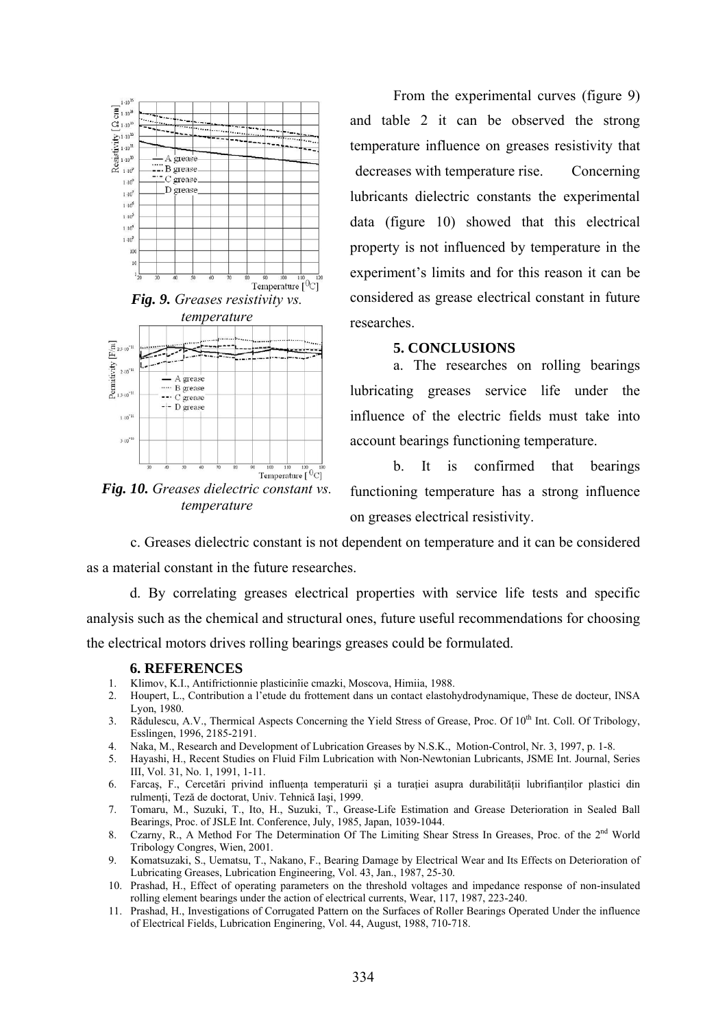Resistivity [Ω cm]

1·10^15
1·10^14
1·10^13
1·10^12
1·10^11
1·10^10
1·10^9
1·10^8
1·10^7
1·10^6
1·10^5
1·10^4
1·10^3
100
10
1

A grease
B grease
C grease
D grease

20 30 40 50 60 70 80 90 100 110 120
Temperature [⁰C]

***Fig. 9.*** *Greases resistivity vs. temperature*

Permittivity [F/m]

2.5·10^-11
2·10^-11
1.5·10^-11
1·10^-11
5·10^-12

A grease
B grease
C grease
D grease

30 40 50 60 70 80 90 100 110 120 130
Temperature [⁰C]

***Fig. 10.*** *Greases dielectric constant vs. temperature*

From the experimental curves (figure 9) and table 2 it can be observed the strong temperature influence on greases resistivity that decreases with temperature rise. Concerning lubricants dielectric constants the experimental data (figure 10) showed that this electrical property is not influenced by temperature in the experiment's limits and for this reason it can be considered as grease electrical constant in future researches.

## 5. CONCLUSIONS

a. The researches on rolling bearings lubricating greases service life under the influence of the electric fields must take into account bearings functioning temperature.

b. It is confirmed that bearings functioning temperature has a strong influence on greases electrical resistivity.

c. Greases dielectric constant is not dependent on temperature and it can be considered as a material constant in the future researches.

d. By correlating greases electrical properties with service life tests and specific analysis such as the chemical and structural ones, future useful recommendations for choosing the electrical motors drives rolling bearings greases could be formulated.

## 6. REFERENCES

1. Klimov, K.I., Antifrictionnie plasticinîie cmazki, Moscova, Himiia, 1988.
2. Houpert, L., Contribution a l'etude du frottement dans un contact elastohydrodynamique, These de docteur, INSA Lyon, 1980.
3. Rădulescu, A.V., Thermical Aspects Concerning the Yield Stress of Grease, Proc. Of 10th Int. Coll. Of Tribology, Esslingen, 1996, 2185-2191.
4. Naka, M., Research and Development of Lubrication Greases by N.S.K., Motion-Control, Nr. 3, 1997, p. 1-8.
5. Hayashi, H., Recent Studies on Fluid Film Lubrication with Non-Newtonian Lubricants, JSME Int. Journal, Series III, Vol. 31, No. 1, 1991, 1-11.
6. Farcaş, F., Cercetări privind influenţa temperaturii şi a turaţiei asupra durabilităţii lubrifianţilor plastici din rulmenţi, Teză de doctorat, Univ. Tehnică Iaşi, 1999.
7. Tomaru, M., Suzuki, T., Ito, H., Suzuki, T., Grease-Life Estimation and Grease Deterioration in Sealed Ball Bearings, Proc. of JSLE Int. Conference, July, 1985, Japan, 1039-1044.
8. Czarny, R., A Method For The Determination Of The Limiting Shear Stress In Greases, Proc. of the 2nd World Tribology Congres, Wien, 2001.
9. Komatsuzaki, S., Uematsu, T., Nakano, F., Bearing Damage by Electrical Wear and Its Effects on Deterioration of Lubricating Greases, Lubrication Engineering, Vol. 43, Jan., 1987, 25-30.
10. Prashad, H., Effect of operating parameters on the threshold voltages and impedance response of non-insulated rolling element bearings under the action of electrical currents, Wear, 117, 1987, 223-240.
11. Prashad, H., Investigations of Corrugated Pattern on the Surfaces of Roller Bearings Operated Under the influence of Electrical Fields, Lubrication Enginering, Vol. 44, August, 1988, 710-718.